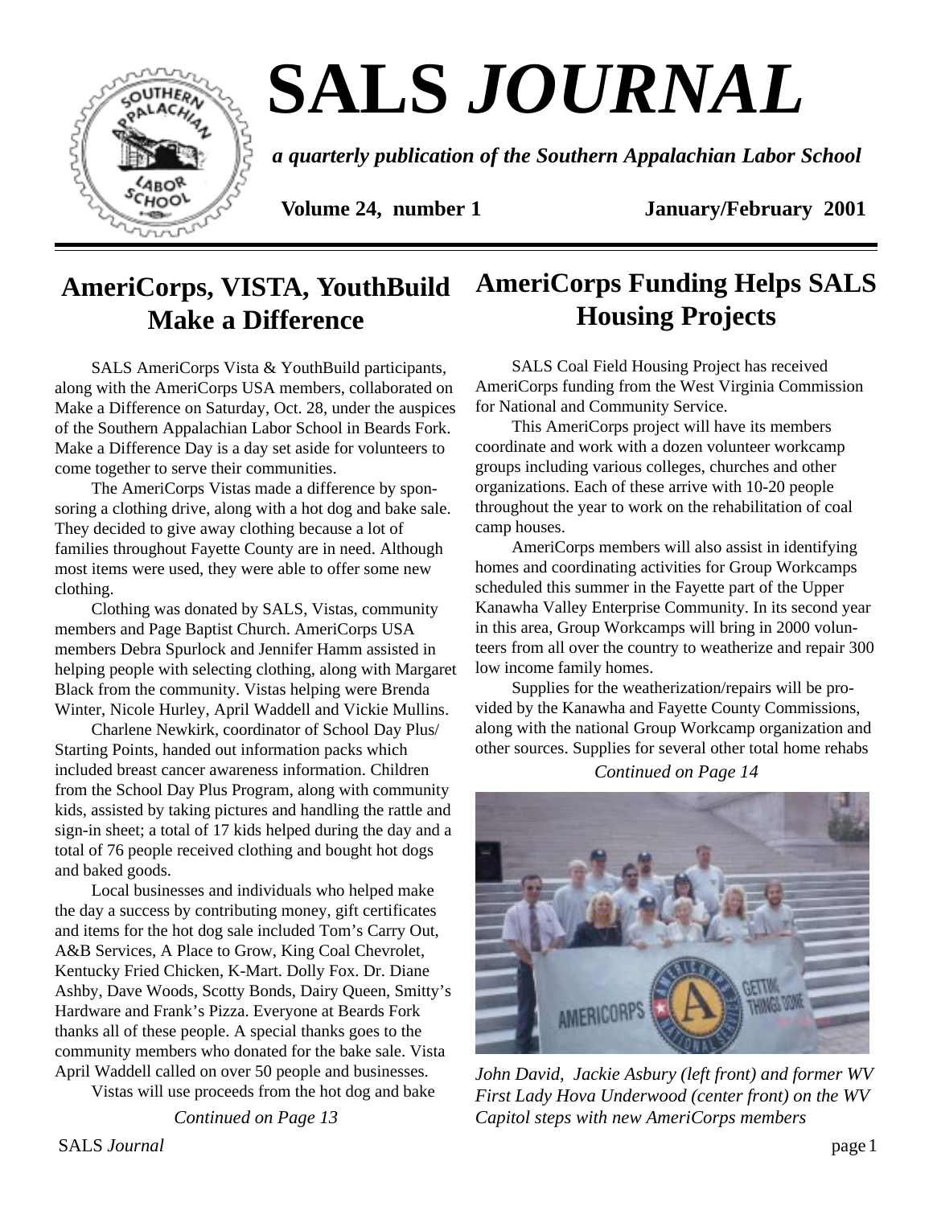# SALS *JOURNAL*

***a quarterly publication of the Southern Appalachian Labor School***

**Volume 24, number 1** **January/February 2001**

## AmeriCorps, VISTA, YouthBuild Make a Difference

SALS AmeriCorps Vista & YouthBuild participants, along with the AmeriCorps USA members, collaborated on Make a Difference on Saturday, Oct. 28, under the auspices of the Southern Appalachian Labor School in Beards Fork. Make a Difference Day is a day set aside for volunteers to come together to serve their communities.

The AmeriCorps Vistas made a difference by sponsoring a clothing drive, along with a hot dog and bake sale. They decided to give away clothing because a lot of families throughout Fayette County are in need. Although most items were used, they were able to offer some new clothing.

Clothing was donated by SALS, Vistas, community members and Page Baptist Church. AmeriCorps USA members Debra Spurlock and Jennifer Hamm assisted in helping people with selecting clothing, along with Margaret Black from the community. Vistas helping were Brenda Winter, Nicole Hurley, April Waddell and Vickie Mullins.

Charlene Newkirk, coordinator of School Day Plus/ Starting Points, handed out information packs which included breast cancer awareness information. Children from the School Day Plus Program, along with community kids, assisted by taking pictures and handling the rattle and sign-in sheet; a total of 17 kids helped during the day and a total of 76 people received clothing and bought hot dogs and baked goods.

Local businesses and individuals who helped make the day a success by contributing money, gift certificates and items for the hot dog sale included Tom's Carry Out, A&B Services, A Place to Grow, King Coal Chevrolet, Kentucky Fried Chicken, K-Mart. Dolly Fox. Dr. Diane Ashby, Dave Woods, Scotty Bonds, Dairy Queen, Smitty's Hardware and Frank's Pizza. Everyone at Beards Fork thanks all of these people. A special thanks goes to the community members who donated for the bake sale. Vista April Waddell called on over 50 people and businesses.

Vistas will use proceeds from the hot dog and bake

*Continued on Page 13*

## AmeriCorps Funding Helps SALS Housing Projects

SALS Coal Field Housing Project has received AmeriCorps funding from the West Virginia Commission for National and Community Service.

This AmeriCorps project will have its members coordinate and work with a dozen volunteer workcamp groups including various colleges, churches and other organizations. Each of these arrive with 10-20 people throughout the year to work on the rehabilitation of coal camp houses.

AmeriCorps members will also assist in identifying homes and coordinating activities for Group Workcamps scheduled this summer in the Fayette part of the Upper Kanawha Valley Enterprise Community. In its second year in this area, Group Workcamps will bring in 2000 volunteers from all over the country to weatherize and repair 300 low income family homes.

Supplies for the weatherization/repairs will be provided by the Kanawha and Fayette County Commissions, along with the national Group Workcamp organization and other sources. Supplies for several other total home rehabs

*Continued on Page 14*

*John David, Jackie Asbury (left front) and former WV First Lady Hova Underwood (center front) on the WV Capitol steps with new AmeriCorps members*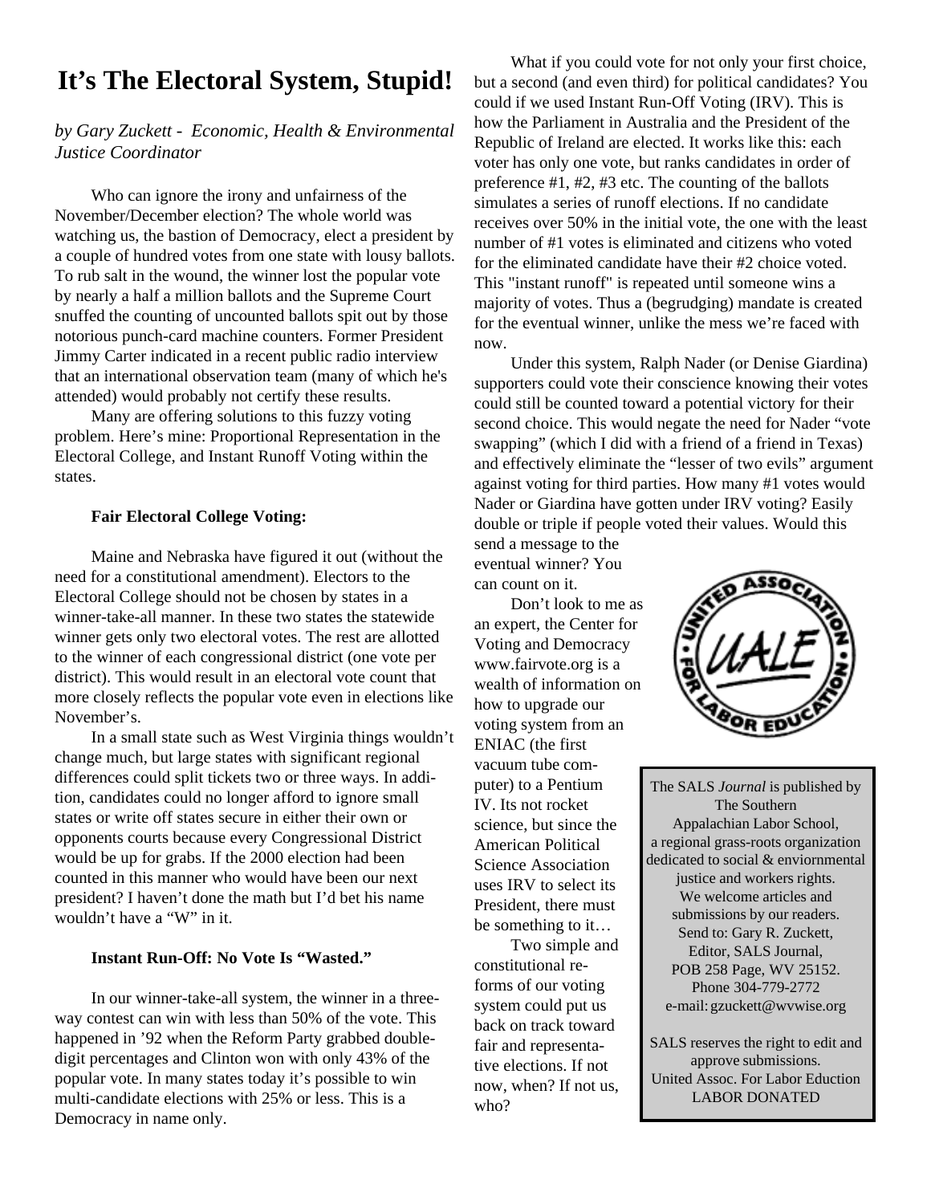# It's The Electoral System, Stupid!

*by Gary Zuckett - Economic, Health & Environmental Justice Coordinator*

Who can ignore the irony and unfairness of the November/December election? The whole world was watching us, the bastion of Democracy, elect a president by a couple of hundred votes from one state with lousy ballots. To rub salt in the wound, the winner lost the popular vote by nearly a half a million ballots and the Supreme Court snuffed the counting of uncounted ballots spit out by those notorious punch-card machine counters. Former President Jimmy Carter indicated in a recent public radio interview that an international observation team (many of which he's attended) would probably not certify these results.

Many are offering solutions to this fuzzy voting problem. Here's mine: Proportional Representation in the Electoral College, and Instant Runoff Voting within the states.

**Fair Electoral College Voting:**

Maine and Nebraska have figured it out (without the need for a constitutional amendment). Electors to the Electoral College should not be chosen by states in a winner-take-all manner. In these two states the statewide winner gets only two electoral votes. The rest are allotted to the winner of each congressional district (one vote per district). This would result in an electoral vote count that more closely reflects the popular vote even in elections like November's.

In a small state such as West Virginia things wouldn't change much, but large states with significant regional differences could split tickets two or three ways. In addition, candidates could no longer afford to ignore small states or write off states secure in either their own or opponents courts because every Congressional District would be up for grabs. If the 2000 election had been counted in this manner who would have been our next president? I haven't done the math but I'd bet his name wouldn't have a "W" in it.

**Instant Run-Off: No Vote Is "Wasted."**

In our winner-take-all system, the winner in a three-way contest can win with less than 50% of the vote. This happened in '92 when the Reform Party grabbed double-digit percentages and Clinton won with only 43% of the popular vote. In many states today it's possible to win multi-candidate elections with 25% or less. This is a Democracy in name only.

What if you could vote for not only your first choice, but a second (and even third) for political candidates? You could if we used Instant Run-Off Voting (IRV). This is how the Parliament in Australia and the President of the Republic of Ireland are elected. It works like this: each voter has only one vote, but ranks candidates in order of preference #1, #2, #3 etc. The counting of the ballots simulates a series of runoff elections. If no candidate receives over 50% in the initial vote, the one with the least number of #1 votes is eliminated and citizens who voted for the eliminated candidate have their #2 choice voted. This "instant runoff" is repeated until someone wins a majority of votes. Thus a (begrudging) mandate is created for the eventual winner, unlike the mess we're faced with now.

Under this system, Ralph Nader (or Denise Giardina) supporters could vote their conscience knowing their votes could still be counted toward a potential victory for their second choice. This would negate the need for Nader "vote swapping" (which I did with a friend of a friend in Texas) and effectively eliminate the "lesser of two evils" argument against voting for third parties. How many #1 votes would Nader or Giardina have gotten under IRV voting? Easily double or triple if people voted their values. Would this send a message to the eventual winner? You can count on it.

Don't look to me as an expert, the Center for Voting and Democracy www.fairvote.org is a wealth of information on how to upgrade our voting system from an ENIAC (the first vacuum tube computer) to a Pentium IV. Its not rocket science, but since the American Political Science Association uses IRV to select its President, there must be something to it…

Two simple and constitutional reforms of our voting system could put us back on track toward fair and representative elections. If not now, when? If not us, who?

The SALS *Journal* is published by The Southern Appalachian Labor School, a regional grass-roots organization dedicated to social & enviornmental justice and workers rights. We welcome articles and submissions by our readers. Send to: Gary R. Zuckett, Editor, SALS Journal, POB 258 Page, WV 25152. Phone 304-779-2772 e-mail: gzuckett@wvwise.org

SALS reserves the right to edit and approve submissions.
United Assoc. For Labor Eduction
LABOR DONATED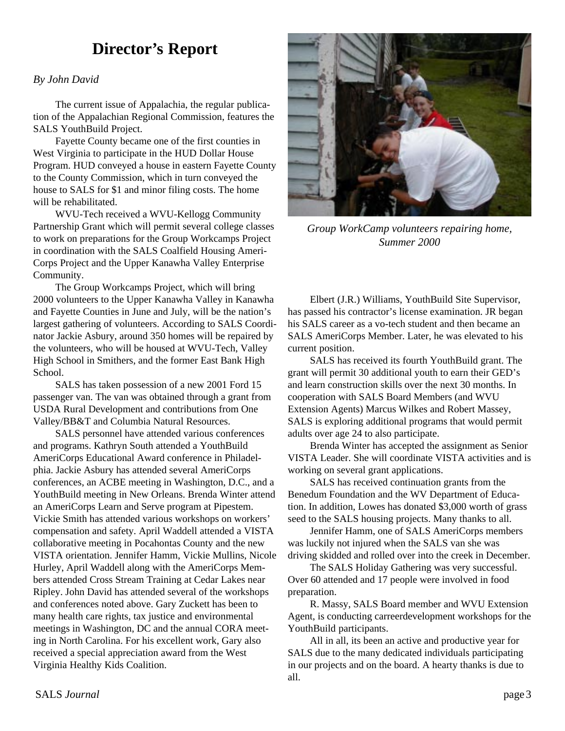# Director's Report

*By John David*

The current issue of Appalachia, the regular publication of the Appalachian Regional Commission, features the SALS YouthBuild Project.

Fayette County became one of the first counties in West Virginia to participate in the HUD Dollar House Program. HUD conveyed a house in eastern Fayette County to the County Commission, which in turn conveyed the house to SALS for $1 and minor filing costs. The home will be rehabilitated.

WVU-Tech received a WVU-Kellogg Community Partnership Grant which will permit several college classes to work on preparations for the Group Workcamps Project in coordination with the SALS Coalfield Housing Ameri-Corps Project and the Upper Kanawha Valley Enterprise Community.

The Group Workcamps Project, which will bring 2000 volunteers to the Upper Kanawha Valley in Kanawha and Fayette Counties in June and July, will be the nation's largest gathering of volunteers. According to SALS Coordinator Jackie Asbury, around 350 homes will be repaired by the volunteers, who will be housed at WVU-Tech, Valley High School in Smithers, and the former East Bank High School.

SALS has taken possession of a new 2001 Ford 15 passenger van. The van was obtained through a grant from USDA Rural Development and contributions from One Valley/BB&T and Columbia Natural Resources.

SALS personnel have attended various conferences and programs. Kathryn South attended a YouthBuild AmeriCorps Educational Award conference in Philadelphia. Jackie Asbury has attended several AmeriCorps conferences, an ACBE meeting in Washington, D.C., and a YouthBuild meeting in New Orleans. Brenda Winter attend an AmeriCorps Learn and Serve program at Pipestem. Vickie Smith has attended various workshops on workers' compensation and safety. April Waddell attended a VISTA collaborative meeting in Pocahontas County and the new VISTA orientation. Jennifer Hamm, Vickie Mullins, Nicole Hurley, April Waddell along with the AmeriCorps Members attended Cross Stream Training at Cedar Lakes near Ripley. John David has attended several of the workshops and conferences noted above. Gary Zuckett has been to many health care rights, tax justice and environmental meetings in Washington, DC and the annual CORA meeting in North Carolina. For his excellent work, Gary also received a special appreciation award from the West Virginia Healthy Kids Coalition.

*Group WorkCamp volunteers repairing home, Summer 2000*

Elbert (J.R.) Williams, YouthBuild Site Supervisor, has passed his contractor's license examination. JR began his SALS career as a vo-tech student and then became an SALS AmeriCorps Member. Later, he was elevated to his current position.

SALS has received its fourth YouthBuild grant. The grant will permit 30 additional youth to earn their GED's and learn construction skills over the next 30 months. In cooperation with SALS Board Members (and WVU Extension Agents) Marcus Wilkes and Robert Massey, SALS is exploring additional programs that would permit adults over age 24 to also participate.

Brenda Winter has accepted the assignment as Senior VISTA Leader. She will coordinate VISTA activities and is working on several grant applications.

SALS has received continuation grants from the Benedum Foundation and the WV Department of Education. In addition, Lowes has donated $3,000 worth of grass seed to the SALS housing projects. Many thanks to all.

Jennifer Hamm, one of SALS AmeriCorps members was luckily not injured when the SALS van she was driving skidded and rolled over into the creek in December.

The SALS Holiday Gathering was very successful. Over 60 attended and 17 people were involved in food preparation.

R. Massy, SALS Board member and WVU Extension Agent, is conducting carreerdevelopment workshops for the YouthBuild participants.

All in all, its been an active and productive year for SALS due to the many dedicated individuals participating in our projects and on the board. A hearty thanks is due to all.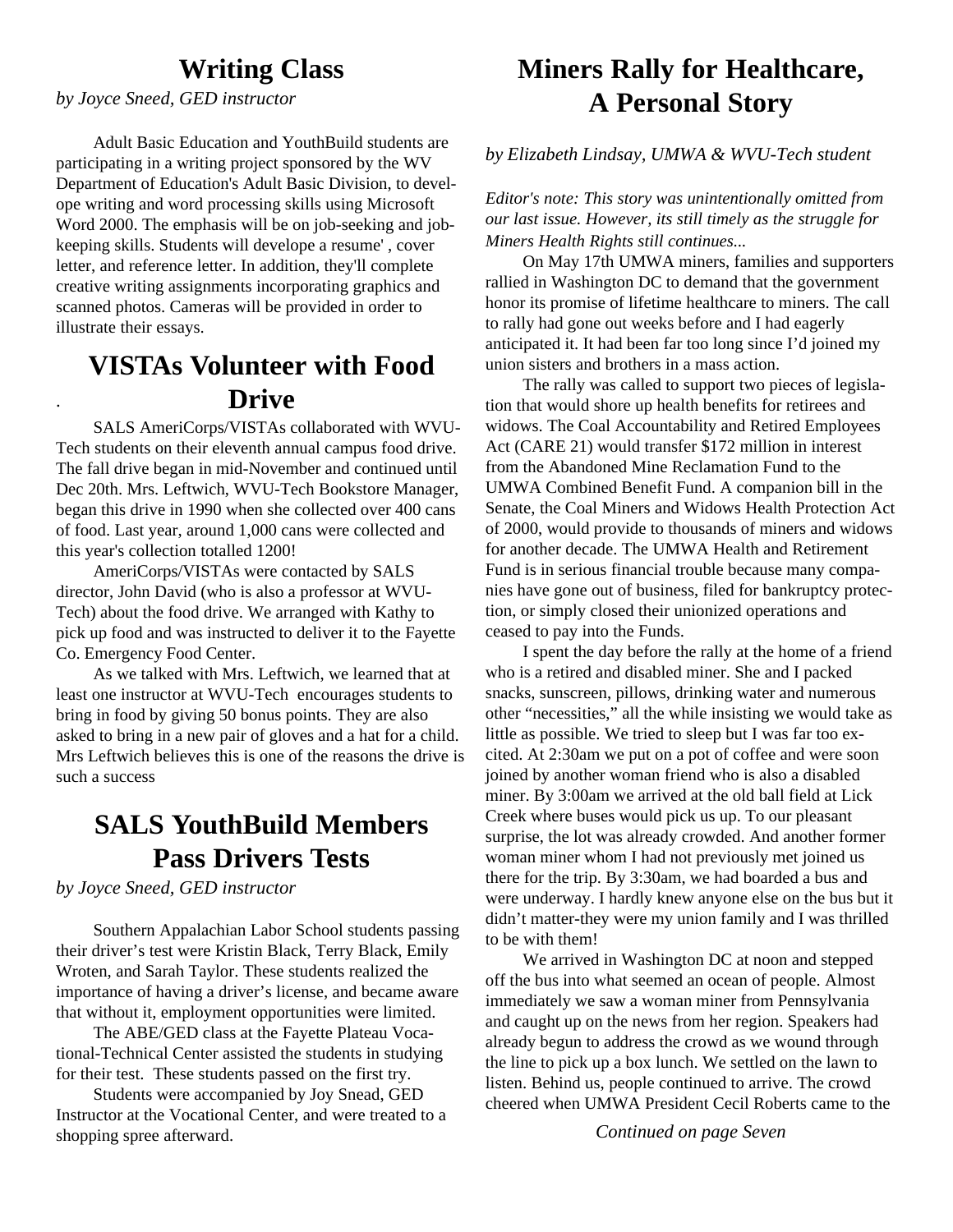## Writing Class

*by Joyce Sneed, GED instructor*

Adult Basic Education and YouthBuild students are participating in a writing project sponsored by the WV Department of Education's Adult Basic Division, to develope writing and word processing skills using Microsoft Word 2000. The emphasis will be on job-seeking and job-keeping skills. Students will develope a resume' , cover letter, and reference letter. In addition, they'll complete creative writing assignments incorporating graphics and scanned photos. Cameras will be provided in order to illustrate their essays.

## VISTAs Volunteer with Food Drive

SALS AmeriCorps/VISTAs collaborated with WVU-Tech students on their eleventh annual campus food drive. The fall drive began in mid-November and continued until Dec 20th. Mrs. Leftwich, WVU-Tech Bookstore Manager, began this drive in 1990 when she collected over 400 cans of food. Last year, around 1,000 cans were collected and this year's collection totalled 1200!

AmeriCorps/VISTAs were contacted by SALS director, John David (who is also a professor at WVU-Tech) about the food drive. We arranged with Kathy to pick up food and was instructed to deliver it to the Fayette Co. Emergency Food Center.

As we talked with Mrs. Leftwich, we learned that at least one instructor at WVU-Tech encourages students to bring in food by giving 50 bonus points. They are also asked to bring in a new pair of gloves and a hat for a child. Mrs Leftwich believes this is one of the reasons the drive is such a success

## SALS YouthBuild Members Pass Drivers Tests

*by Joyce Sneed, GED instructor*

Southern Appalachian Labor School students passing their driver's test were Kristin Black, Terry Black, Emily Wroten, and Sarah Taylor. These students realized the importance of having a driver's license, and became aware that without it, employment opportunities were limited.

The ABE/GED class at the Fayette Plateau Vocational-Technical Center assisted the students in studying for their test. These students passed on the first try.

Students were accompanied by Joy Snead, GED Instructor at the Vocational Center, and were treated to a shopping spree afterward.

## Miners Rally for Healthcare, A Personal Story

*by Elizabeth Lindsay, UMWA & WVU-Tech student*

*Editor's note: This story was unintentionally omitted from our last issue. However, its still timely as the struggle for Miners Health Rights still continues...*

On May 17th UMWA miners, families and supporters rallied in Washington DC to demand that the government honor its promise of lifetime healthcare to miners. The call to rally had gone out weeks before and I had eagerly anticipated it. It had been far too long since I'd joined my union sisters and brothers in a mass action.

The rally was called to support two pieces of legislation that would shore up health benefits for retirees and widows. The Coal Accountability and Retired Employees Act (CARE 21) would transfer $172 million in interest from the Abandoned Mine Reclamation Fund to the UMWA Combined Benefit Fund. A companion bill in the Senate, the Coal Miners and Widows Health Protection Act of 2000, would provide to thousands of miners and widows for another decade. The UMWA Health and Retirement Fund is in serious financial trouble because many companies have gone out of business, filed for bankruptcy protection, or simply closed their unionized operations and ceased to pay into the Funds.

I spent the day before the rally at the home of a friend who is a retired and disabled miner. She and I packed snacks, sunscreen, pillows, drinking water and numerous other "necessities," all the while insisting we would take as little as possible. We tried to sleep but I was far too excited. At 2:30am we put on a pot of coffee and were soon joined by another woman friend who is also a disabled miner. By 3:00am we arrived at the old ball field at Lick Creek where buses would pick us up. To our pleasant surprise, the lot was already crowded. And another former woman miner whom I had not previously met joined us there for the trip. By 3:30am, we had boarded a bus and were underway. I hardly knew anyone else on the bus but it didn't matter-they were my union family and I was thrilled to be with them!

We arrived in Washington DC at noon and stepped off the bus into what seemed an ocean of people. Almost immediately we saw a woman miner from Pennsylvania and caught up on the news from her region. Speakers had already begun to address the crowd as we wound through the line to pick up a box lunch. We settled on the lawn to listen. Behind us, people continued to arrive. The crowd cheered when UMWA President Cecil Roberts came to the

*Continued on page Seven*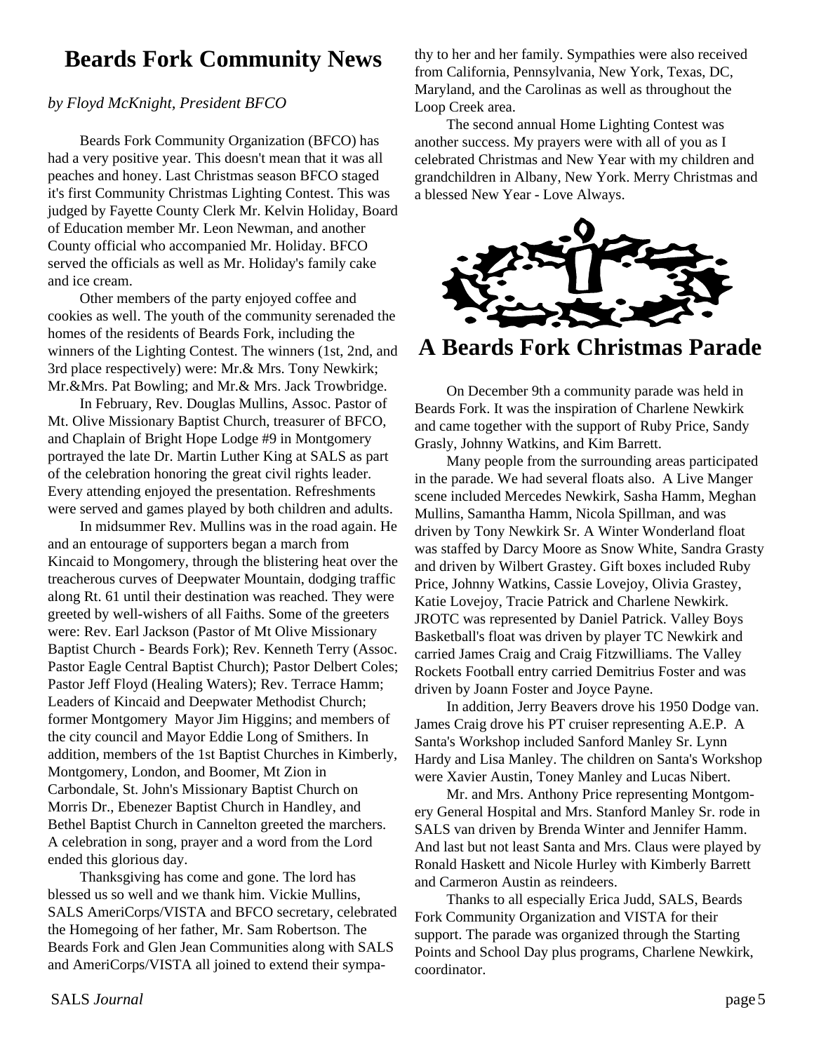# Beards Fork Community News

*by Floyd McKnight, President BFCO*

Beards Fork Community Organization (BFCO) has had a very positive year. This doesn't mean that it was all peaches and honey. Last Christmas season BFCO staged it's first Community Christmas Lighting Contest. This was judged by Fayette County Clerk Mr. Kelvin Holiday, Board of Education member Mr. Leon Newman, and another County official who accompanied Mr. Holiday. BFCO served the officials as well as Mr. Holiday's family cake and ice cream.

Other members of the party enjoyed coffee and cookies as well. The youth of the community serenaded the homes of the residents of Beards Fork, including the winners of the Lighting Contest. The winners (1st, 2nd, and 3rd place respectively) were: Mr.& Mrs. Tony Newkirk; Mr.&Mrs. Pat Bowling; and Mr.& Mrs. Jack Trowbridge.

In February, Rev. Douglas Mullins, Assoc. Pastor of Mt. Olive Missionary Baptist Church, treasurer of BFCO, and Chaplain of Bright Hope Lodge #9 in Montgomery portrayed the late Dr. Martin Luther King at SALS as part of the celebration honoring the great civil rights leader. Every attending enjoyed the presentation. Refreshments were served and games played by both children and adults.

In midsummer Rev. Mullins was in the road again. He and an entourage of supporters began a march from Kincaid to Mongomery, through the blistering heat over the treacherous curves of Deepwater Mountain, dodging traffic along Rt. 61 until their destination was reached. They were greeted by well-wishers of all Faiths. Some of the greeters were: Rev. Earl Jackson (Pastor of Mt Olive Missionary Baptist Church - Beards Fork); Rev. Kenneth Terry (Assoc. Pastor Eagle Central Baptist Church); Pastor Delbert Coles; Pastor Jeff Floyd (Healing Waters); Rev. Terrace Hamm; Leaders of Kincaid and Deepwater Methodist Church; former Montgomery Mayor Jim Higgins; and members of the city council and Mayor Eddie Long of Smithers. In addition, members of the 1st Baptist Churches in Kimberly, Montgomery, London, and Boomer, Mt Zion in Carbondale, St. John's Missionary Baptist Church on Morris Dr., Ebenezer Baptist Church in Handley, and Bethel Baptist Church in Cannelton greeted the marchers. A celebration in song, prayer and a word from the Lord ended this glorious day.

Thanksgiving has come and gone. The lord has blessed us so well and we thank him. Vickie Mullins, SALS AmeriCorps/VISTA and BFCO secretary, celebrated the Homegoing of her father, Mr. Sam Robertson. The Beards Fork and Glen Jean Communities along with SALS and AmeriCorps/VISTA all joined to extend their sympathy to her and her family. Sympathies were also received from California, Pennsylvania, New York, Texas, DC, Maryland, and the Carolinas as well as throughout the Loop Creek area.

The second annual Home Lighting Contest was another success. My prayers were with all of you as I celebrated Christmas and New Year with my children and grandchildren in Albany, New York. Merry Christmas and a blessed New Year - Love Always.

# A Beards Fork Christmas Parade

On December 9th a community parade was held in Beards Fork. It was the inspiration of Charlene Newkirk and came together with the support of Ruby Price, Sandy Grasly, Johnny Watkins, and Kim Barrett.

Many people from the surrounding areas participated in the parade. We had several floats also. A Live Manger scene included Mercedes Newkirk, Sasha Hamm, Meghan Mullins, Samantha Hamm, Nicola Spillman, and was driven by Tony Newkirk Sr. A Winter Wonderland float was staffed by Darcy Moore as Snow White, Sandra Grasty and driven by Wilbert Grastey. Gift boxes included Ruby Price, Johnny Watkins, Cassie Lovejoy, Olivia Grastey, Katie Lovejoy, Tracie Patrick and Charlene Newkirk. JROTC was represented by Daniel Patrick. Valley Boys Basketball's float was driven by player TC Newkirk and carried James Craig and Craig Fitzwilliams. The Valley Rockets Football entry carried Demitrius Foster and was driven by Joann Foster and Joyce Payne.

In addition, Jerry Beavers drove his 1950 Dodge van. James Craig drove his PT cruiser representing A.E.P. A Santa's Workshop included Sanford Manley Sr. Lynn Hardy and Lisa Manley. The children on Santa's Workshop were Xavier Austin, Toney Manley and Lucas Nibert.

Mr. and Mrs. Anthony Price representing Montgomery General Hospital and Mrs. Stanford Manley Sr. rode in SALS van driven by Brenda Winter and Jennifer Hamm. And last but not least Santa and Mrs. Claus were played by Ronald Haskett and Nicole Hurley with Kimberly Barrett and Carmeron Austin as reindeers.

Thanks to all especially Erica Judd, SALS, Beards Fork Community Organization and VISTA for their support. The parade was organized through the Starting Points and School Day plus programs, Charlene Newkirk, coordinator.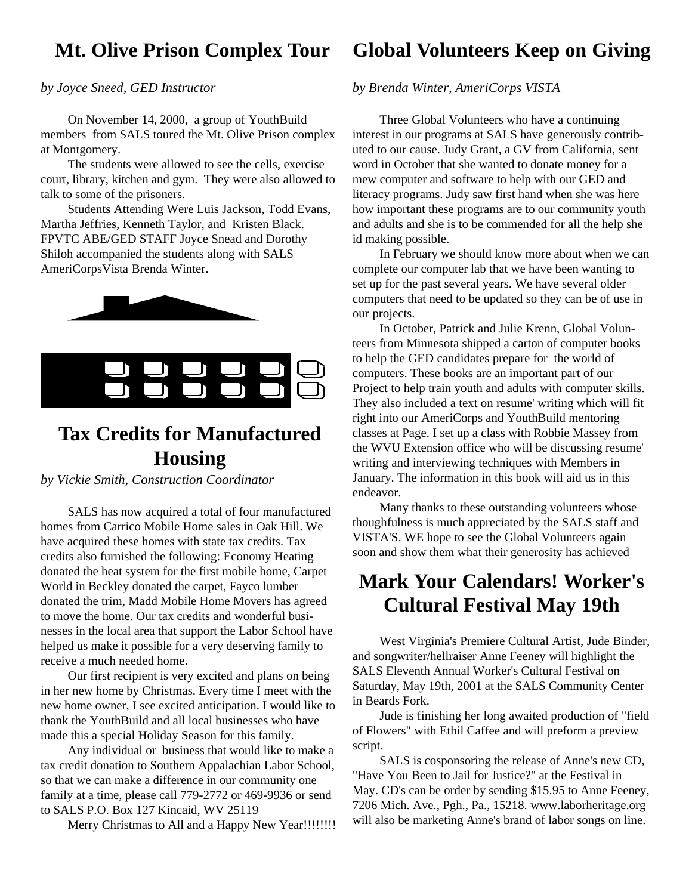## Mt. Olive Prison Complex Tour

*by Joyce Sneed, GED Instructor*

On November 14, 2000, a group of YouthBuild members from SALS toured the Mt. Olive Prison complex at Montgomery.

The students were allowed to see the cells, exercise court, library, kitchen and gym. They were also allowed to talk to some of the prisoners.

Students Attending Were Luis Jackson, Todd Evans, Martha Jeffries, Kenneth Taylor, and Kristen Black. FPVTC ABE/GED STAFF Joyce Snead and Dorothy Shiloh accompanied the students along with SALS AmeriCorpsVista Brenda Winter.

## Tax Credits for Manufactured Housing

*by Vickie Smith, Construction Coordinator*

SALS has now acquired a total of four manufactured homes from Carrico Mobile Home sales in Oak Hill. We have acquired these homes with state tax credits. Tax credits also furnished the following: Economy Heating donated the heat system for the first mobile home, Carpet World in Beckley donated the carpet, Fayco lumber donated the trim, Madd Mobile Home Movers has agreed to move the home. Our tax credits and wonderful businesses in the local area that support the Labor School have helped us make it possible for a very deserving family to receive a much needed home.

Our first recipient is very excited and plans on being in her new home by Christmas. Every time I meet with the new home owner, I see excited anticipation. I would like to thank the YouthBuild and all local businesses who have made this a special Holiday Season for this family.

Any individual or business that would like to make a tax credit donation to Southern Appalachian Labor School, so that we can make a difference in our community one family at a time, please call 779-2772 or 469-9936 or send to SALS P.O. Box 127 Kincaid, WV 25119

Merry Christmas to All and a Happy New Year!!!!!!!!

## Global Volunteers Keep on Giving

*by Brenda Winter, AmeriCorps VISTA*

Three Global Volunteers who have a continuing interest in our programs at SALS have generously contributed to our cause. Judy Grant, a GV from California, sent word in October that she wanted to donate money for a mew computer and software to help with our GED and literacy programs. Judy saw first hand when she was here how important these programs are to our community youth and adults and she is to be commended for all the help she id making possible.

In February we should know more about when we can complete our computer lab that we have been wanting to set up for the past several years. We have several older computers that need to be updated so they can be of use in our projects.

In October, Patrick and Julie Krenn, Global Volunteers from Minnesota shipped a carton of computer books to help the GED candidates prepare for the world of computers. These books are an important part of our Project to help train youth and adults with computer skills. They also included a text on resume' writing which will fit right into our AmeriCorps and YouthBuild mentoring classes at Page. I set up a class with Robbie Massey from the WVU Extension office who will be discussing resume' writing and interviewing techniques with Members in January. The information in this book will aid us in this endeavor.

Many thanks to these outstanding volunteers whose thoughfulness is much appreciated by the SALS staff and VISTA'S. WE hope to see the Global Volunteers again soon and show them what their generosity has achieved

## Mark Your Calendars! Worker's Cultural Festival May 19th

West Virginia's Premiere Cultural Artist, Jude Binder, and songwriter/hellraiser Anne Feeney will highlight the SALS Eleventh Annual Worker's Cultural Festival on Saturday, May 19th, 2001 at the SALS Community Center in Beards Fork.

Jude is finishing her long awaited production of "field of Flowers" with Ethil Caffee and will preform a preview script.

SALS is cosponsoring the release of Anne's new CD, "Have You Been to Jail for Justice?" at the Festival in May. CD's can be order by sending $15.95 to Anne Feeney, 7206 Mich. Ave., Pgh., Pa., 15218. www.laborheritage.org will also be marketing Anne's brand of labor songs on line.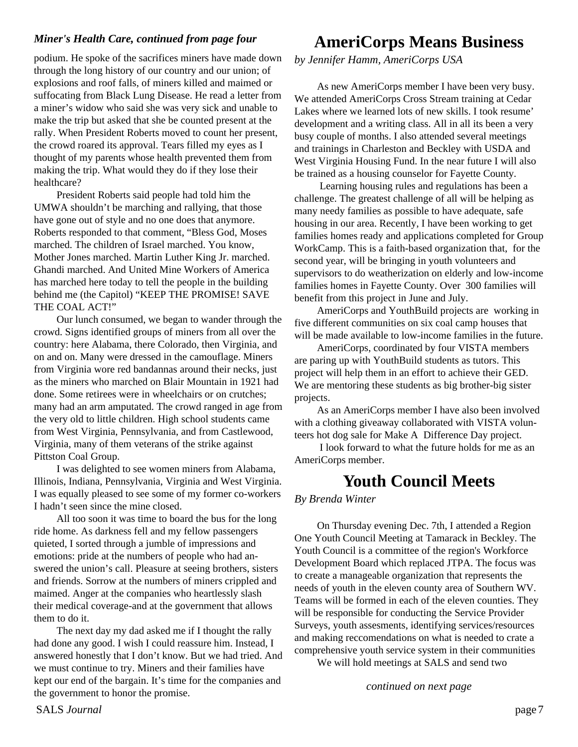*Miner's Health Care, continued from page four*

podium. He spoke of the sacrifices miners have made down through the long history of our country and our union; of explosions and roof falls, of miners killed and maimed or suffocating from Black Lung Disease. He read a letter from a miner's widow who said she was very sick and unable to make the trip but asked that she be counted present at the rally. When President Roberts moved to count her present, the crowd roared its approval. Tears filled my eyes as I thought of my parents whose health prevented them from making the trip. What would they do if they lose their healthcare?

President Roberts said people had told him the UMWA shouldn't be marching and rallying, that those have gone out of style and no one does that anymore. Roberts responded to that comment, "Bless God, Moses marched. The children of Israel marched. You know, Mother Jones marched. Martin Luther King Jr. marched. Ghandi marched. And United Mine Workers of America has marched here today to tell the people in the building behind me (the Capitol) "KEEP THE PROMISE! SAVE THE COAL ACT!"

Our lunch consumed, we began to wander through the crowd. Signs identified groups of miners from all over the country: here Alabama, there Colorado, then Virginia, and on and on. Many were dressed in the camouflage. Miners from Virginia wore red bandannas around their necks, just as the miners who marched on Blair Mountain in 1921 had done. Some retirees were in wheelchairs or on crutches; many had an arm amputated. The crowd ranged in age from the very old to little children. High school students came from West Virginia, Pennsylvania, and from Castlewood, Virginia, many of them veterans of the strike against Pittston Coal Group.

I was delighted to see women miners from Alabama, Illinois, Indiana, Pennsylvania, Virginia and West Virginia. I was equally pleased to see some of my former co-workers I hadn't seen since the mine closed.

All too soon it was time to board the bus for the long ride home. As darkness fell and my fellow passengers quieted, I sorted through a jumble of impressions and emotions: pride at the numbers of people who had answered the union's call. Pleasure at seeing brothers, sisters and friends. Sorrow at the numbers of miners crippled and maimed. Anger at the companies who heartlessly slash their medical coverage-and at the government that allows them to do it.

The next day my dad asked me if I thought the rally had done any good. I wish I could reassure him. Instead, I answered honestly that I don't know. But we had tried. And we must continue to try. Miners and their families have kept our end of the bargain. It's time for the companies and the government to honor the promise.

# AmeriCorps Means Business

*by Jennifer Hamm, AmeriCorps USA*

As new AmeriCorps member I have been very busy. We attended AmeriCorps Cross Stream training at Cedar Lakes where we learned lots of new skills. I took resume' development and a writing class. All in all its been a very busy couple of months. I also attended several meetings and trainings in Charleston and Beckley with USDA and West Virginia Housing Fund. In the near future I will also be trained as a housing counselor for Fayette County.

Learning housing rules and regulations has been a challenge. The greatest challenge of all will be helping as many needy families as possible to have adequate, safe housing in our area. Recently, I have been working to get families homes ready and applications completed for Group WorkCamp. This is a faith-based organization that, for the second year, will be bringing in youth volunteers and supervisors to do weatherization on elderly and low-income families homes in Fayette County. Over 300 families will benefit from this project in June and July.

AmeriCorps and YouthBuild projects are working in five different communities on six coal camp houses that will be made available to low-income families in the future.

AmeriCorps, coordinated by four VISTA members are paring up with YouthBuild students as tutors. This project will help them in an effort to achieve their GED. We are mentoring these students as big brother-big sister projects.

As an AmeriCorps member I have also been involved with a clothing giveaway collaborated with VISTA volunteers hot dog sale for Make A Difference Day project.

I look forward to what the future holds for me as an AmeriCorps member.

# Youth Council Meets

*By Brenda Winter*

On Thursday evening Dec. 7th, I attended a Region One Youth Council Meeting at Tamarack in Beckley. The Youth Council is a committee of the region's Workforce Development Board which replaced JTPA. The focus was to create a manageable organization that represents the needs of youth in the eleven county area of Southern WV. Teams will be formed in each of the eleven counties. They will be responsible for conducting the Service Provider Surveys, youth assesments, identifying services/resources and making reccomendations on what is needed to crate a comprehensive youth service system in their communities

We will hold meetings at SALS and send two

*continued on next page*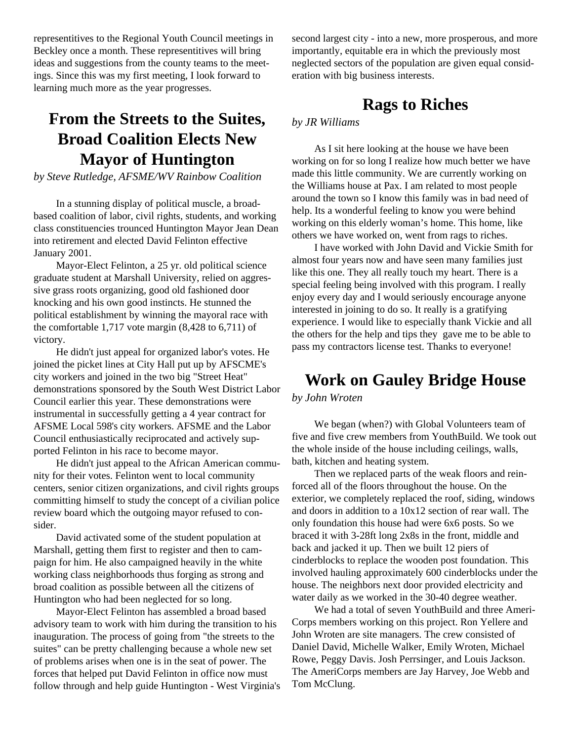representitives to the Regional Youth Council meetings in Beckley once a month. These representitives will bring ideas and suggestions from the county teams to the meetings. Since this was my first meeting, I look forward to learning much more as the year progresses.

## From the Streets to the Suites, Broad Coalition Elects New Mayor of Huntington

*by Steve Rutledge, AFSME/WV Rainbow Coalition*

In a stunning display of political muscle, a broad-based coalition of labor, civil rights, students, and working class constituencies trounced Huntington Mayor Jean Dean into retirement and elected David Felinton effective January 2001.

Mayor-Elect Felinton, a 25 yr. old political science graduate student at Marshall University, relied on aggressive grass roots organizing, good old fashioned door knocking and his own good instincts. He stunned the political establishment by winning the mayoral race with the comfortable 1,717 vote margin (8,428 to 6,711) of victory.

He didn't just appeal for organized labor's votes. He joined the picket lines at City Hall put up by AFSCME's city workers and joined in the two big "Street Heat" demonstrations sponsored by the South West District Labor Council earlier this year. These demonstrations were instrumental in successfully getting a 4 year contract for AFSME Local 598's city workers. AFSME and the Labor Council enthusiastically reciprocated and actively supported Felinton in his race to become mayor.

He didn't just appeal to the African American community for their votes. Felinton went to local community centers, senior citizen organizations, and civil rights groups committing himself to study the concept of a civilian police review board which the outgoing mayor refused to consider.

David activated some of the student population at Marshall, getting them first to register and then to campaign for him. He also campaigned heavily in the white working class neighborhoods thus forging as strong and broad coalition as possible between all the citizens of Huntington who had been neglected for so long.

Mayor-Elect Felinton has assembled a broad based advisory team to work with him during the transition to his inauguration. The process of going from "the streets to the suites" can be pretty challenging because a whole new set of problems arises when one is in the seat of power. The forces that helped put David Felinton in office now must follow through and help guide Huntington - West Virginia's second largest city - into a new, more prosperous, and more importantly, equitable era in which the previously most neglected sectors of the population are given equal consideration with big business interests.

## Rags to Riches

*by JR Williams*

As I sit here looking at the house we have been working on for so long I realize how much better we have made this little community. We are currently working on the Williams house at Pax. I am related to most people around the town so I know this family was in bad need of help. Its a wonderful feeling to know you were behind working on this elderly woman's home. This home, like others we have worked on, went from rags to riches.

I have worked with John David and Vickie Smith for almost four years now and have seen many families just like this one. They all really touch my heart. There is a special feeling being involved with this program. I really enjoy every day and I would seriously encourage anyone interested in joining to do so. It really is a gratifying experience. I would like to especially thank Vickie and all the others for the help and tips they gave me to be able to pass my contractors license test. Thanks to everyone!

## Work on Gauley Bridge House

*by John Wroten*

We began (when?) with Global Volunteers team of five and five crew members from YouthBuild. We took out the whole inside of the house including ceilings, walls, bath, kitchen and heating system.

Then we replaced parts of the weak floors and reinforced all of the floors throughout the house. On the exterior, we completely replaced the roof, siding, windows and doors in addition to a 10x12 section of rear wall. The only foundation this house had were 6x6 posts. So we braced it with 3-28ft long 2x8s in the front, middle and back and jacked it up. Then we built 12 piers of cinderblocks to replace the wooden post foundation. This involved hauling approximately 600 cinderblocks under the house. The neighbors next door provided electricity and water daily as we worked in the 30-40 degree weather.

We had a total of seven YouthBuild and three AmeriCorps members working on this project. Ron Yellere and John Wroten are site managers. The crew consisted of Daniel David, Michelle Walker, Emily Wroten, Michael Rowe, Peggy Davis. Josh Perrsinger, and Louis Jackson. The AmeriCorps members are Jay Harvey, Joe Webb and Tom McClung.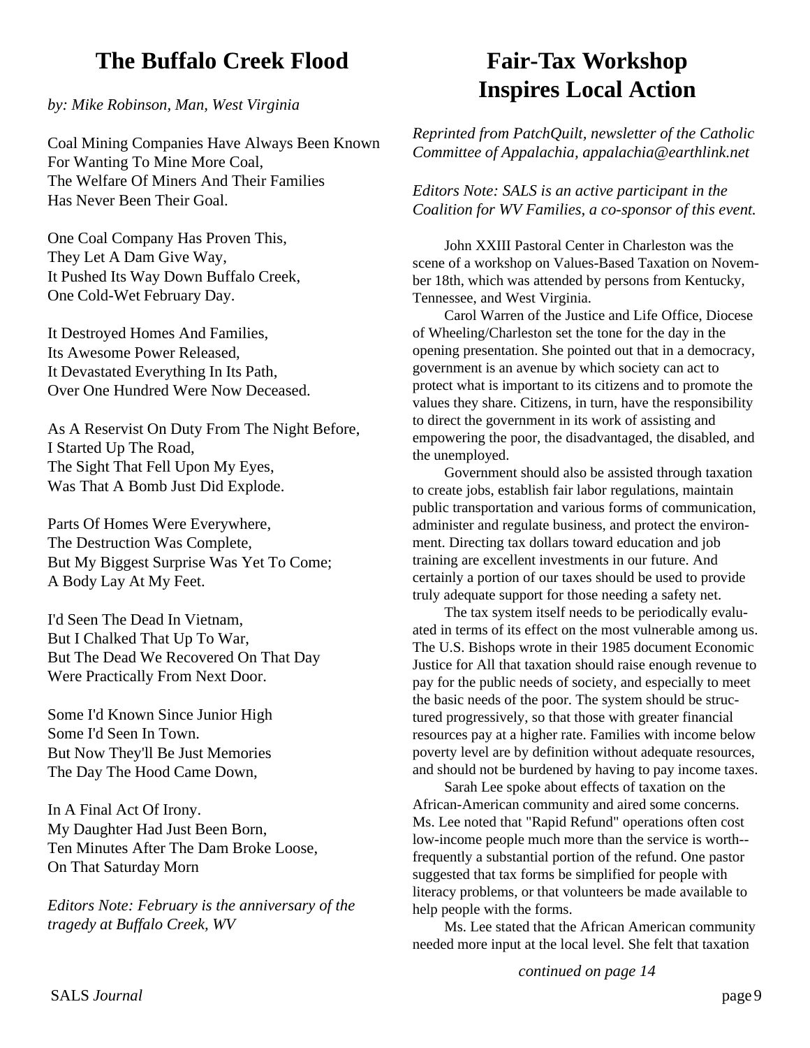## The Buffalo Creek Flood

*by: Mike Robinson, Man, West Virginia*

Coal Mining Companies Have Always Been Known
For Wanting To Mine More Coal,
The Welfare Of Miners And Their Families
Has Never Been Their Goal.

One Coal Company Has Proven This,
They Let A Dam Give Way,
It Pushed Its Way Down Buffalo Creek,
One Cold-Wet February Day.

It Destroyed Homes And Families,
Its Awesome Power Released,
It Devastated Everything In Its Path,
Over One Hundred Were Now Deceased.

As A Reservist On Duty From The Night Before,
I Started Up The Road,
The Sight That Fell Upon My Eyes,
Was That A Bomb Just Did Explode.

Parts Of Homes Were Everywhere,
The Destruction Was Complete,
But My Biggest Surprise Was Yet To Come;
A Body Lay At My Feet.

I'd Seen The Dead In Vietnam,
But I Chalked That Up To War,
But The Dead We Recovered On That Day
Were Practically From Next Door.

Some I'd Known Since Junior High
Some I'd Seen In Town.
But Now They'll Be Just Memories
The Day The Hood Came Down,

In A Final Act Of Irony.
My Daughter Had Just Been Born,
Ten Minutes After The Dam Broke Loose,
On That Saturday Morn

*Editors Note: February is the anniversary of the tragedy at Buffalo Creek, WV*

## Fair-Tax Workshop Inspires Local Action

*Reprinted from PatchQuilt, newsletter of the Catholic Committee of Appalachia, appalachia@earthlink.net*

*Editors Note: SALS is an active participant in the Coalition for WV Families, a co-sponsor of this event.*

John XXIII Pastoral Center in Charleston was the scene of a workshop on Values-Based Taxation on November 18th, which was attended by persons from Kentucky, Tennessee, and West Virginia.

Carol Warren of the Justice and Life Office, Diocese of Wheeling/Charleston set the tone for the day in the opening presentation. She pointed out that in a democracy, government is an avenue by which society can act to protect what is important to its citizens and to promote the values they share. Citizens, in turn, have the responsibility to direct the government in its work of assisting and empowering the poor, the disadvantaged, the disabled, and the unemployed.

Government should also be assisted through taxation to create jobs, establish fair labor regulations, maintain public transportation and various forms of communication, administer and regulate business, and protect the environment. Directing tax dollars toward education and job training are excellent investments in our future. And certainly a portion of our taxes should be used to provide truly adequate support for those needing a safety net.

The tax system itself needs to be periodically evaluated in terms of its effect on the most vulnerable among us. The U.S. Bishops wrote in their 1985 document Economic Justice for All that taxation should raise enough revenue to pay for the public needs of society, and especially to meet the basic needs of the poor. The system should be structured progressively, so that those with greater financial resources pay at a higher rate. Families with income below poverty level are by definition without adequate resources, and should not be burdened by having to pay income taxes.

Sarah Lee spoke about effects of taxation on the African-American community and aired some concerns. Ms. Lee noted that "Rapid Refund" operations often cost low-income people much more than the service is worth--frequently a substantial portion of the refund. One pastor suggested that tax forms be simplified for people with literacy problems, or that volunteers be made available to help people with the forms.

Ms. Lee stated that the African American community needed more input at the local level. She felt that taxation

*continued on page 14*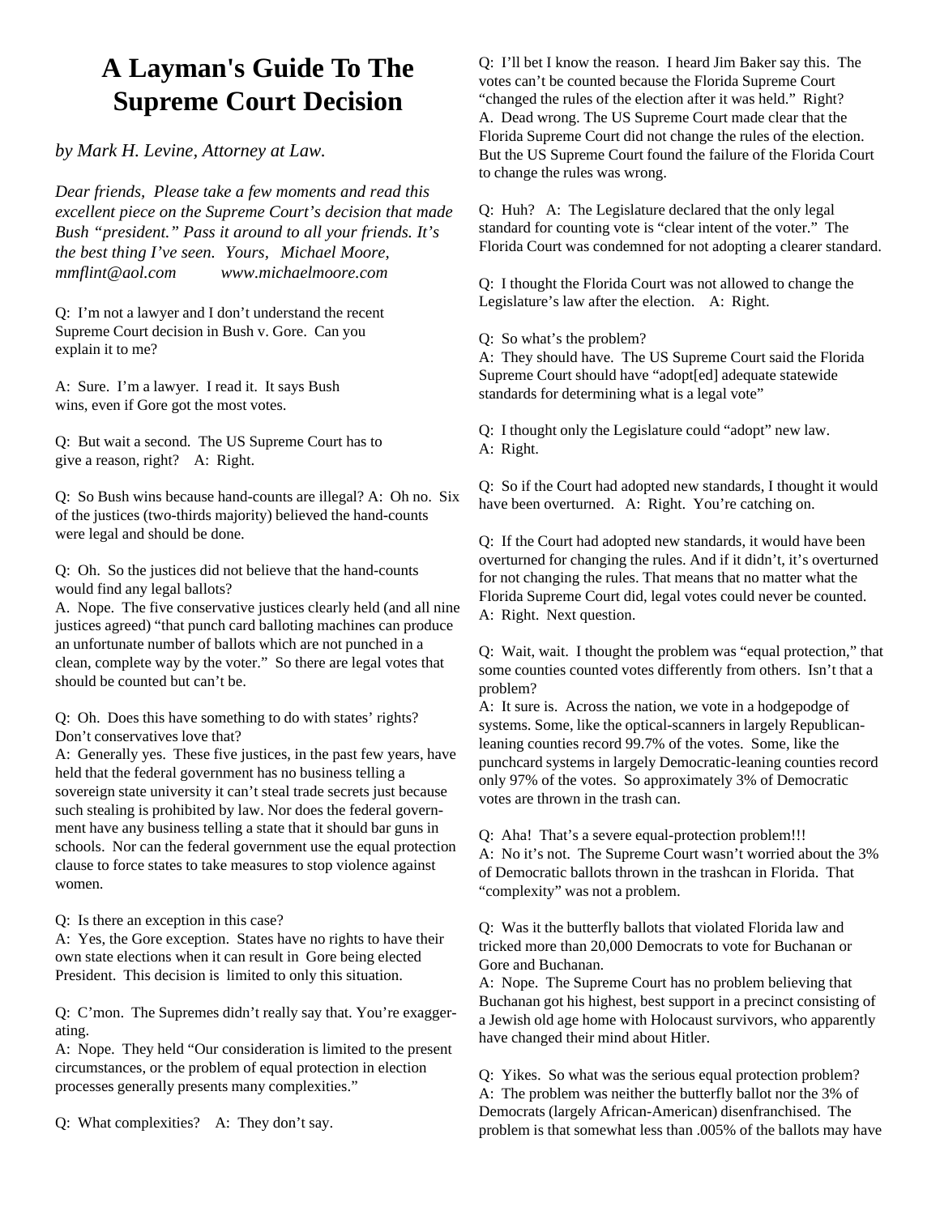# A Layman's Guide To The Supreme Court Decision

*by Mark H. Levine, Attorney at Law.*

*Dear friends, Please take a few moments and read this excellent piece on the Supreme Court's decision that made Bush "president." Pass it around to all your friends. It's the best thing I've seen. Yours, Michael Moore, mmflint@aol.com www.michaelmoore.com*

Q: I'm not a lawyer and I don't understand the recent Supreme Court decision in Bush v. Gore. Can you explain it to me?

A: Sure. I'm a lawyer. I read it. It says Bush wins, even if Gore got the most votes.

Q: But wait a second. The US Supreme Court has to give a reason, right? A: Right.

Q: So Bush wins because hand-counts are illegal? A: Oh no. Six of the justices (two-thirds majority) believed the hand-counts were legal and should be done.

Q: Oh. So the justices did not believe that the hand-counts would find any legal ballots?
A. Nope. The five conservative justices clearly held (and all nine justices agreed) "that punch card balloting machines can produce an unfortunate number of ballots which are not punched in a clean, complete way by the voter." So there are legal votes that should be counted but can't be.

Q: Oh. Does this have something to do with states' rights? Don't conservatives love that?
A: Generally yes. These five justices, in the past few years, have held that the federal government has no business telling a sovereign state university it can't steal trade secrets just because such stealing is prohibited by law. Nor does the federal government have any business telling a state that it should bar guns in schools. Nor can the federal government use the equal protection clause to force states to take measures to stop violence against women.

Q: Is there an exception in this case?
A: Yes, the Gore exception. States have no rights to have their own state elections when it can result in Gore being elected President. This decision is limited to only this situation.

Q: C'mon. The Supremes didn't really say that. You're exaggerating.
A: Nope. They held "Our consideration is limited to the present circumstances, or the problem of equal protection in election processes generally presents many complexities."

Q: What complexities? A: They don't say.

Q: I'll bet I know the reason. I heard Jim Baker say this. The votes can't be counted because the Florida Supreme Court "changed the rules of the election after it was held." Right?
A. Dead wrong. The US Supreme Court made clear that the Florida Supreme Court did not change the rules of the election. But the US Supreme Court found the failure of the Florida Court to change the rules was wrong.

Q: Huh? A: The Legislature declared that the only legal standard for counting vote is "clear intent of the voter." The Florida Court was condemned for not adopting a clearer standard.

Q: I thought the Florida Court was not allowed to change the Legislature's law after the election. A: Right.

Q: So what's the problem?
A: They should have. The US Supreme Court said the Florida Supreme Court should have "adopt[ed] adequate statewide standards for determining what is a legal vote"

Q: I thought only the Legislature could "adopt" new law.
A: Right.

Q: So if the Court had adopted new standards, I thought it would have been overturned. A: Right. You're catching on.

Q: If the Court had adopted new standards, it would have been overturned for changing the rules. And if it didn't, it's overturned for not changing the rules. That means that no matter what the Florida Supreme Court did, legal votes could never be counted.
A: Right. Next question.

Q: Wait, wait. I thought the problem was "equal protection," that some counties counted votes differently from others. Isn't that a problem?
A: It sure is. Across the nation, we vote in a hodgepodge of systems. Some, like the optical-scanners in largely Republican-leaning counties record 99.7% of the votes. Some, like the punchcard systems in largely Democratic-leaning counties record only 97% of the votes. So approximately 3% of Democratic votes are thrown in the trash can.

Q: Aha! That's a severe equal-protection problem!!!
A: No it's not. The Supreme Court wasn't worried about the 3% of Democratic ballots thrown in the trashcan in Florida. That "complexity" was not a problem.

Q: Was it the butterfly ballots that violated Florida law and tricked more than 20,000 Democrats to vote for Buchanan or Gore and Buchanan.
A: Nope. The Supreme Court has no problem believing that Buchanan got his highest, best support in a precinct consisting of a Jewish old age home with Holocaust survivors, who apparently have changed their mind about Hitler.

Q: Yikes. So what was the serious equal protection problem?
A: The problem was neither the butterfly ballot nor the 3% of Democrats (largely African-American) disenfranchised. The problem is that somewhat less than .005% of the ballots may have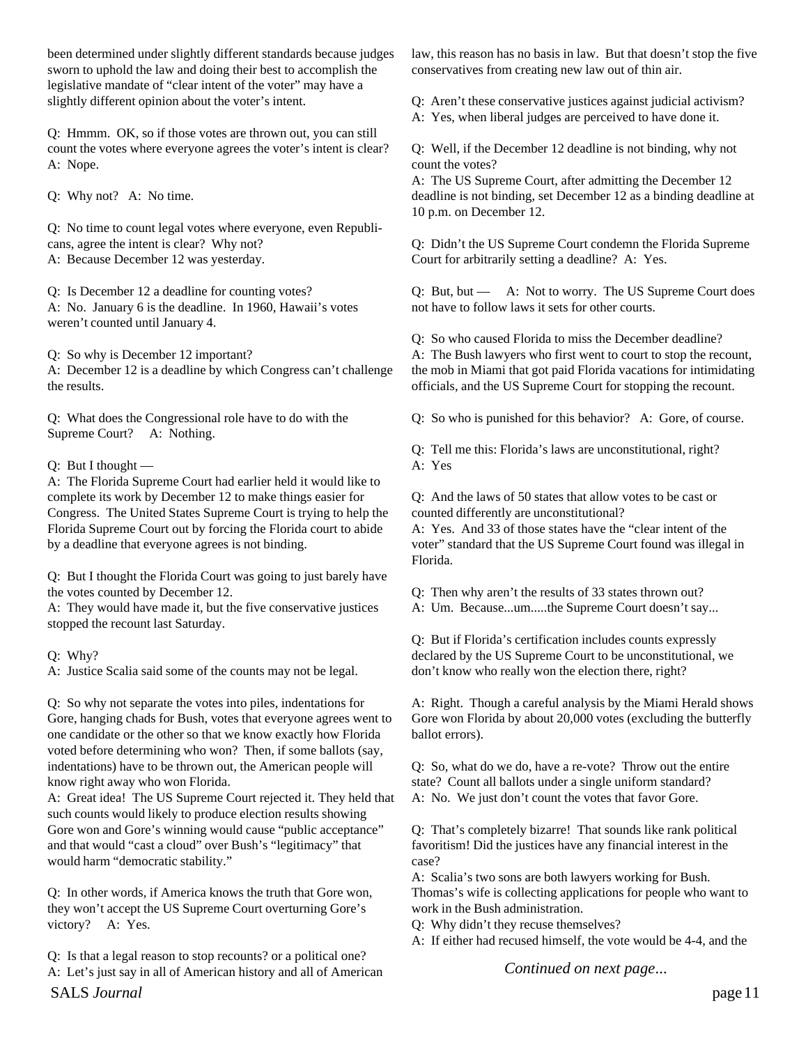been determined under slightly different standards because judges sworn to uphold the law and doing their best to accomplish the legislative mandate of "clear intent of the voter" may have a slightly different opinion about the voter's intent.

Q: Hmmm. OK, so if those votes are thrown out, you can still count the votes where everyone agrees the voter's intent is clear?
A: Nope.

Q: Why not? A: No time.

Q: No time to count legal votes where everyone, even Republicans, agree the intent is clear? Why not?
A: Because December 12 was yesterday.

Q: Is December 12 a deadline for counting votes?
A: No. January 6 is the deadline. In 1960, Hawaii's votes weren't counted until January 4.

Q: So why is December 12 important?
A: December 12 is a deadline by which Congress can't challenge the results.

Q: What does the Congressional role have to do with the Supreme Court? A: Nothing.

Q: But I thought —
A: The Florida Supreme Court had earlier held it would like to complete its work by December 12 to make things easier for Congress. The United States Supreme Court is trying to help the Florida Supreme Court out by forcing the Florida court to abide by a deadline that everyone agrees is not binding.

Q: But I thought the Florida Court was going to just barely have the votes counted by December 12.
A: They would have made it, but the five conservative justices stopped the recount last Saturday.

Q: Why?
A: Justice Scalia said some of the counts may not be legal.

Q: So why not separate the votes into piles, indentations for Gore, hanging chads for Bush, votes that everyone agrees went to one candidate or the other so that we know exactly how Florida voted before determining who won? Then, if some ballots (say, indentations) have to be thrown out, the American people will know right away who won Florida.
A: Great idea! The US Supreme Court rejected it. They held that such counts would likely to produce election results showing Gore won and Gore's winning would cause "public acceptance" and that would "cast a cloud" over Bush's "legitimacy" that would harm "democratic stability."

Q: In other words, if America knows the truth that Gore won, they won't accept the US Supreme Court overturning Gore's victory? A: Yes.

Q: Is that a legal reason to stop recounts? or a political one?
A: Let's just say in all of American history and all of American law, this reason has no basis in law. But that doesn't stop the five conservatives from creating new law out of thin air.

Q: Aren't these conservative justices against judicial activism?
A: Yes, when liberal judges are perceived to have done it.

Q: Well, if the December 12 deadline is not binding, why not count the votes?
A: The US Supreme Court, after admitting the December 12 deadline is not binding, set December 12 as a binding deadline at 10 p.m. on December 12.

Q: Didn't the US Supreme Court condemn the Florida Supreme Court for arbitrarily setting a deadline? A: Yes.

Q: But, but — A: Not to worry. The US Supreme Court does not have to follow laws it sets for other courts.

Q: So who caused Florida to miss the December deadline?
A: The Bush lawyers who first went to court to stop the recount, the mob in Miami that got paid Florida vacations for intimidating officials, and the US Supreme Court for stopping the recount.

Q: So who is punished for this behavior? A: Gore, of course.

Q: Tell me this: Florida's laws are unconstitutional, right?
A: Yes

Q: And the laws of 50 states that allow votes to be cast or counted differently are unconstitutional?
A: Yes. And 33 of those states have the "clear intent of the voter" standard that the US Supreme Court found was illegal in Florida.

Q: Then why aren't the results of 33 states thrown out?
A: Um. Because...um.....the Supreme Court doesn't say...

Q: But if Florida's certification includes counts expressly declared by the US Supreme Court to be unconstitutional, we don't know who really won the election there, right?

A: Right. Though a careful analysis by the Miami Herald shows Gore won Florida by about 20,000 votes (excluding the butterfly ballot errors).

Q: So, what do we do, have a re-vote? Throw out the entire state? Count all ballots under a single uniform standard?
A: No. We just don't count the votes that favor Gore.

Q: That's completely bizarre! That sounds like rank political favoritism! Did the justices have any financial interest in the case?
A: Scalia's two sons are both lawyers working for Bush. Thomas's wife is collecting applications for people who want to work in the Bush administration.
Q: Why didn't they recuse themselves?
A: If either had recused himself, the vote would be 4-4, and the

*Continued on next page...*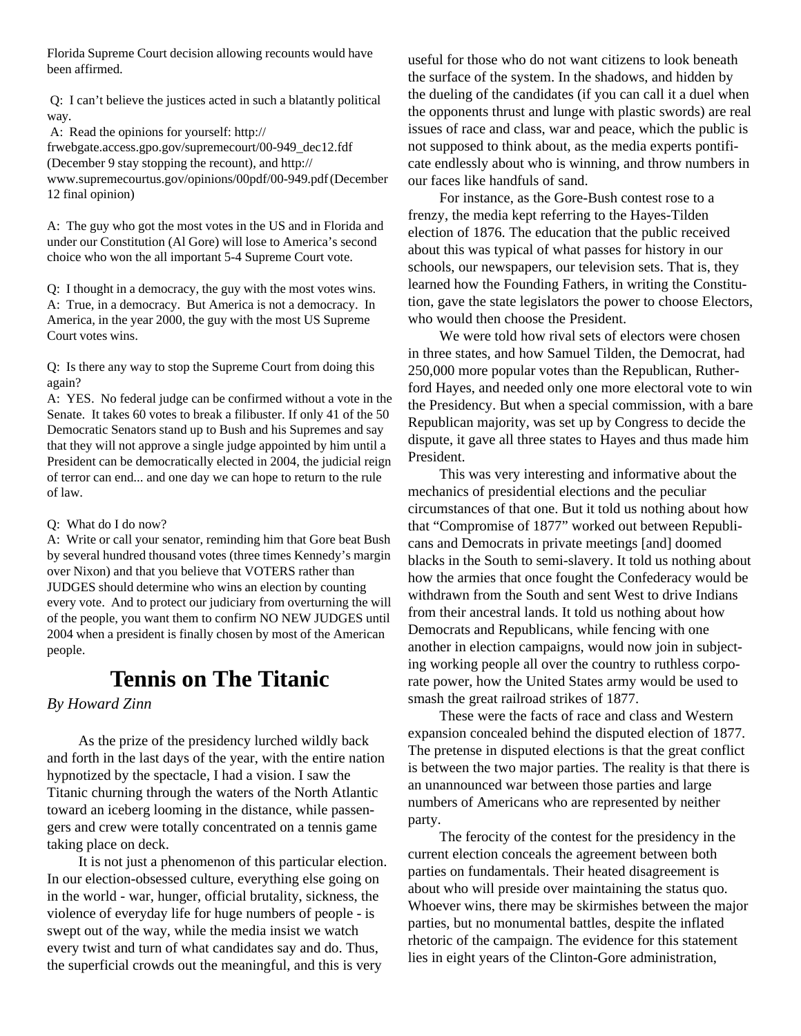Florida Supreme Court decision allowing recounts would have been affirmed.

Q: I can't believe the justices acted in such a blatantly political way.
A: Read the opinions for yourself: http://frwebgate.access.gpo.gov/supremecourt/00-949_dec12.fdf (December 9 stay stopping the recount), and http://www.supremecourtus.gov/opinions/00pdf/00-949.pdf (December 12 final opinion)

A: The guy who got the most votes in the US and in Florida and under our Constitution (Al Gore) will lose to America's second choice who won the all important 5-4 Supreme Court vote.

Q: I thought in a democracy, the guy with the most votes wins.
A: True, in a democracy. But America is not a democracy. In America, in the year 2000, the guy with the most US Supreme Court votes wins.

Q: Is there any way to stop the Supreme Court from doing this again?
A: YES. No federal judge can be confirmed without a vote in the Senate. It takes 60 votes to break a filibuster. If only 41 of the 50 Democratic Senators stand up to Bush and his Supremes and say that they will not approve a single judge appointed by him until a President can be democratically elected in 2004, the judicial reign of terror can end... and one day we can hope to return to the rule of law.

Q: What do I do now?
A: Write or call your senator, reminding him that Gore beat Bush by several hundred thousand votes (three times Kennedy's margin over Nixon) and that you believe that VOTERS rather than JUDGES should determine who wins an election by counting every vote. And to protect our judiciary from overturning the will of the people, you want them to confirm NO NEW JUDGES until 2004 when a president is finally chosen by most of the American people.

# Tennis on The Titanic

*By Howard Zinn*

As the prize of the presidency lurched wildly back and forth in the last days of the year, with the entire nation hypnotized by the spectacle, I had a vision. I saw the Titanic churning through the waters of the North Atlantic toward an iceberg looming in the distance, while passengers and crew were totally concentrated on a tennis game taking place on deck.

It is not just a phenomenon of this particular election. In our election-obsessed culture, everything else going on in the world - war, hunger, official brutality, sickness, the violence of everyday life for huge numbers of people - is swept out of the way, while the media insist we watch every twist and turn of what candidates say and do. Thus, the superficial crowds out the meaningful, and this is very useful for those who do not want citizens to look beneath the surface of the system. In the shadows, and hidden by the dueling of the candidates (if you can call it a duel when the opponents thrust and lunge with plastic swords) are real issues of race and class, war and peace, which the public is not supposed to think about, as the media experts pontificate endlessly about who is winning, and throw numbers in our faces like handfuls of sand.

For instance, as the Gore-Bush contest rose to a frenzy, the media kept referring to the Hayes-Tilden election of 1876. The education that the public received about this was typical of what passes for history in our schools, our newspapers, our television sets. That is, they learned how the Founding Fathers, in writing the Constitution, gave the state legislators the power to choose Electors, who would then choose the President.

We were told how rival sets of electors were chosen in three states, and how Samuel Tilden, the Democrat, had 250,000 more popular votes than the Republican, Rutherford Hayes, and needed only one more electoral vote to win the Presidency. But when a special commission, with a bare Republican majority, was set up by Congress to decide the dispute, it gave all three states to Hayes and thus made him President.

This was very interesting and informative about the mechanics of presidential elections and the peculiar circumstances of that one. But it told us nothing about how that "Compromise of 1877" worked out between Republicans and Democrats in private meetings [and] doomed blacks in the South to semi-slavery. It told us nothing about how the armies that once fought the Confederacy would be withdrawn from the South and sent West to drive Indians from their ancestral lands. It told us nothing about how Democrats and Republicans, while fencing with one another in election campaigns, would now join in subjecting working people all over the country to ruthless corporate power, how the United States army would be used to smash the great railroad strikes of 1877.

These were the facts of race and class and Western expansion concealed behind the disputed election of 1877. The pretense in disputed elections is that the great conflict is between the two major parties. The reality is that there is an unannounced war between those parties and large numbers of Americans who are represented by neither party.

The ferocity of the contest for the presidency in the current election conceals the agreement between both parties on fundamentals. Their heated disagreement is about who will preside over maintaining the status quo. Whoever wins, there may be skirmishes between the major parties, but no monumental battles, despite the inflated rhetoric of the campaign. The evidence for this statement lies in eight years of the Clinton-Gore administration,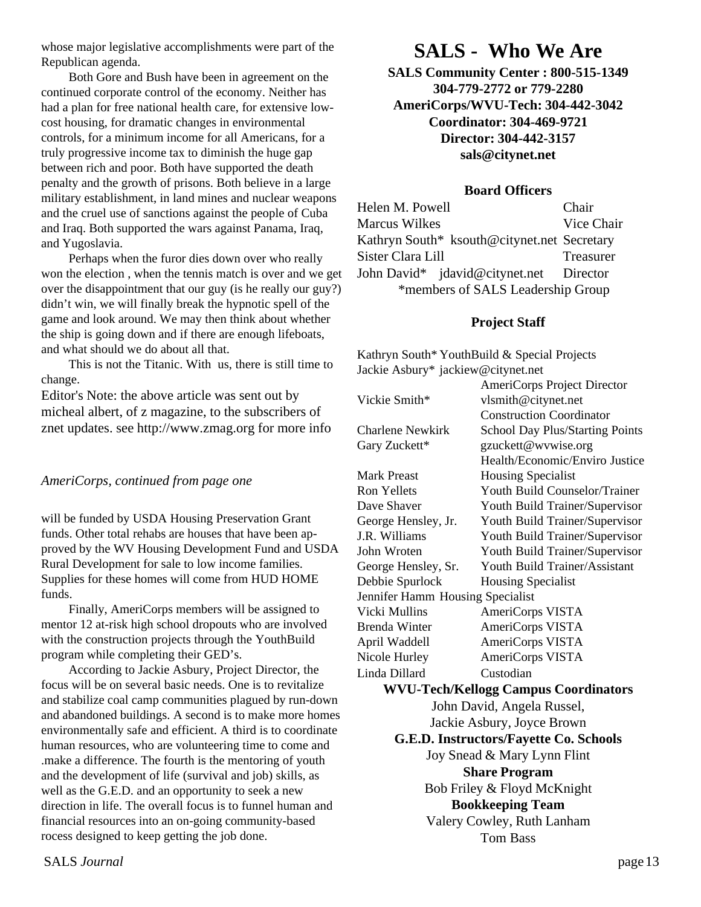whose major legislative accomplishments were part of the Republican agenda.

Both Gore and Bush have been in agreement on the continued corporate control of the economy. Neither has had a plan for free national health care, for extensive low-cost housing, for dramatic changes in environmental controls, for a minimum income for all Americans, for a truly progressive income tax to diminish the huge gap between rich and poor. Both have supported the death penalty and the growth of prisons. Both believe in a large military establishment, in land mines and nuclear weapons and the cruel use of sanctions against the people of Cuba and Iraq. Both supported the wars against Panama, Iraq, and Yugoslavia.

Perhaps when the furor dies down over who really won the election , when the tennis match is over and we get over the disappointment that our guy (is he really our guy?) didn't win, we will finally break the hypnotic spell of the game and look around. We may then think about whether the ship is going down and if there are enough lifeboats, and what should we do about all that.

This is not the Titanic. With us, there is still time to change.

Editor's Note: the above article was sent out by micheal albert, of z magazine, to the subscribers of znet updates. see http://www.zmag.org for more info

*AmeriCorps, continued from page one*

will be funded by USDA Housing Preservation Grant funds. Other total rehabs are houses that have been approved by the WV Housing Development Fund and USDA Rural Development for sale to low income families. Supplies for these homes will come from HUD HOME funds.

Finally, AmeriCorps members will be assigned to mentor 12 at-risk high school dropouts who are involved with the construction projects through the YouthBuild program while completing their GED's.

According to Jackie Asbury, Project Director, the focus will be on several basic needs. One is to revitalize and stabilize coal camp communities plagued by run-down and abandoned buildings. A second is to make more homes environmentally safe and efficient. A third is to coordinate human resources, who are volunteering time to come and .make a difference. The fourth is the mentoring of youth and the development of life (survival and job) skills, as well as the G.E.D. and an opportunity to seek a new direction in life. The overall focus is to funnel human and financial resources into an on-going community-based rocess designed to keep getting the job done.

# SALS - Who We Are

**SALS Community Center : 800-515-1349**
**304-779-2772 or 779-2280**
**AmeriCorps/WVU-Tech: 304-442-3042**
**Coordinator: 304-469-9721**
**Director: 304-442-3157**
**sals@citynet.net**

### Board Officers

| | |
|---|---|
| Helen M. Powell | Chair |
| Marcus Wilkes | Vice Chair |
| Kathryn South* ksouth@citynet.net | Secretary |
| Sister Clara Lill | Treasurer |
| John David* jdavid@citynet.net | Director |

*members of SALS Leadership Group

### Project Staff

| | |
|---|---|
| Kathryn South* | YouthBuild & Special Projects |
| Jackie Asbury* | jackiew@citynet.net<br>AmeriCorps Project Director |
| Vickie Smith* | vlsmith@citynet.net<br>Construction Coordinator |
| Charlene Newkirk | School Day Plus/Starting Points |
| Gary Zuckett* | gzuckett@wvwise.org<br>Health/Economic/Enviro Justice |
| Mark Preast | Housing Specialist |
| Ron Yellets | Youth Build Counselor/Trainer |
| Dave Shaver | Youth Build Trainer/Supervisor |
| George Hensley, Jr. | Youth Build Trainer/Supervisor |
| J.R. Williams | Youth Build Trainer/Supervisor |
| John Wroten | Youth Build Trainer/Supervisor |
| George Hensley, Sr. | Youth Build Trainer/Assistant |
| Debbie Spurlock | Housing Specialist |
| Jennifer Hamm | Housing Specialist |
| Vicki Mullins | AmeriCorps VISTA |
| Brenda Winter | AmeriCorps VISTA |
| April Waddell | AmeriCorps VISTA |
| Nicole Hurley | AmeriCorps VISTA |
| Linda Dillard | Custodian |

**WVU-Tech/Kellogg Campus Coordinators**
John David, Angela Russel,
Jackie Asbury, Joyce Brown

**G.E.D. Instructors/Fayette Co. Schools**
Joy Snead & Mary Lynn Flint

**Share Program**
Bob Friley & Floyd McKnight

**Bookkeeping Team**
Valery Cowley, Ruth Lanham
Tom Bass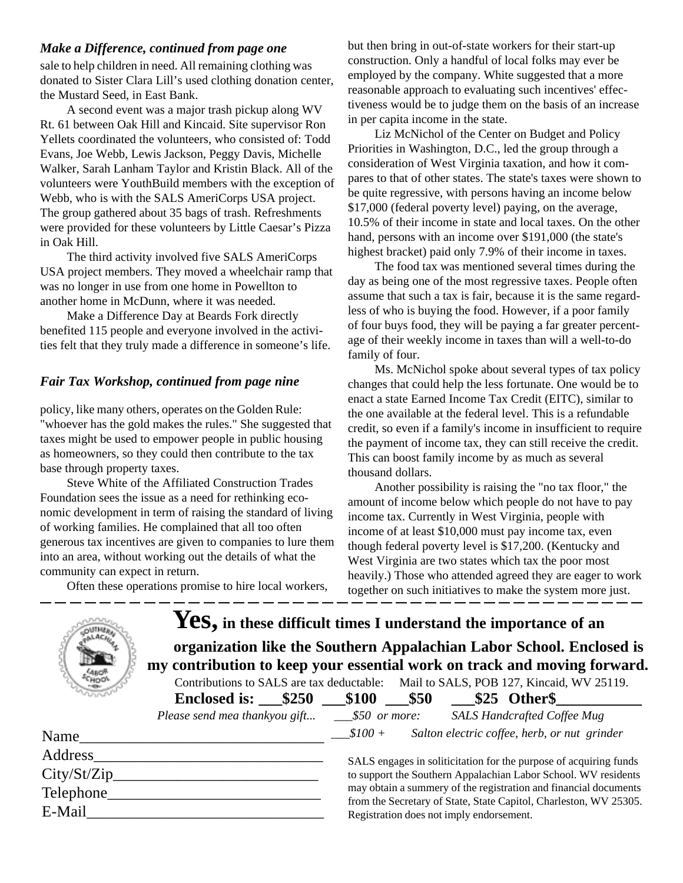### *Make a Difference, continued from page one*

sale to help children in need. All remaining clothing was donated to Sister Clara Lill's used clothing donation center, the Mustard Seed, in East Bank.

A second event was a major trash pickup along WV Rt. 61 between Oak Hill and Kincaid. Site supervisor Ron Yellets coordinated the volunteers, who consisted of: Todd Evans, Joe Webb, Lewis Jackson, Peggy Davis, Michelle Walker, Sarah Lanham Taylor and Kristin Black. All of the volunteers were YouthBuild members with the exception of Webb, who is with the SALS AmeriCorps USA project. The group gathered about 35 bags of trash. Refreshments were provided for these volunteers by Little Caesar's Pizza in Oak Hill.

The third activity involved five SALS AmeriCorps USA project members. They moved a wheelchair ramp that was no longer in use from one home in Powellton to another home in McDunn, where it was needed.

Make a Difference Day at Beards Fork directly benefited 115 people and everyone involved in the activities felt that they truly made a difference in someone's life.

### *Fair Tax Workshop, continued from page nine*

policy, like many others, operates on the Golden Rule: "whoever has the gold makes the rules." She suggested that taxes might be used to empower people in public housing as homeowners, so they could then contribute to the tax base through property taxes.

Steve White of the Affiliated Construction Trades Foundation sees the issue as a need for rethinking economic development in term of raising the standard of living of working families. He complained that all too often generous tax incentives are given to companies to lure them into an area, without working out the details of what the community can expect in return.

Often these operations promise to hire local workers, but then bring in out-of-state workers for their start-up construction. Only a handful of local folks may ever be employed by the company. White suggested that a more reasonable approach to evaluating such incentives' effectiveness would be to judge them on the basis of an increase in per capita income in the state.

Liz McNichol of the Center on Budget and Policy Priorities in Washington, D.C., led the group through a consideration of West Virginia taxation, and how it compares to that of other states. The state's taxes were shown to be quite regressive, with persons having an income below $17,000 (federal poverty level) paying, on the average, 10.5% of their income in state and local taxes. On the other hand, persons with an income over $191,000 (the state's highest bracket) paid only 7.9% of their income in taxes.

The food tax was mentioned several times during the day as being one of the most regressive taxes. People often assume that such a tax is fair, because it is the same regardless of who is buying the food. However, if a poor family of four buys food, they will be paying a far greater percentage of their weekly income in taxes than will a well-to-do family of four.

Ms. McNichol spoke about several types of tax policy changes that could help the less fortunate. One would be to enact a state Earned Income Tax Credit (EITC), similar to the one available at the federal level. This is a refundable credit, so even if a family's income in insufficient to require the payment of income tax, they can still receive the credit. This can boost family income by as much as several thousand dollars.

Another possibility is raising the "no tax floor," the amount of income below which people do not have to pay income tax. Currently in West Virginia, people with income of at least $10,000 must pay income tax, even though federal poverty level is $17,200. (Kentucky and West Virginia are two states which tax the poor most heavily.) Those who attended agreed they are eager to work together on such initiatives to make the system more just.

---

**Yes, in these difficult times I understand the importance of an organization like the Southern Appalachian Labor School. Enclosed is my contribution to keep your essential work on track and moving forward.**

Contributions to SALS are tax deductable: Mail to SALS, POB 127, Kincaid, WV 25119.

**Enclosed is: ___$250 ___$100 ___$50 ___$25 Other$__________**

*Please send mea thankyou gift... ___$50 or more: SALS Handcrafted Coffee Mug*

*___$100 + Salton electric coffee, herb, or nut grinder*

Name______________________________

Address____________________________

City/St/Zip__________________________

Telephone__________________________

E-Mail______________________________

SALS engages in soliticitation for the purpose of acquiring funds to support the Southern Appalachian Labor School. WV residents may obtain a summery of the registration and financial documents from the Secretary of State, State Capitol, Charleston, WV 25305. Registration does not imply endorsement.